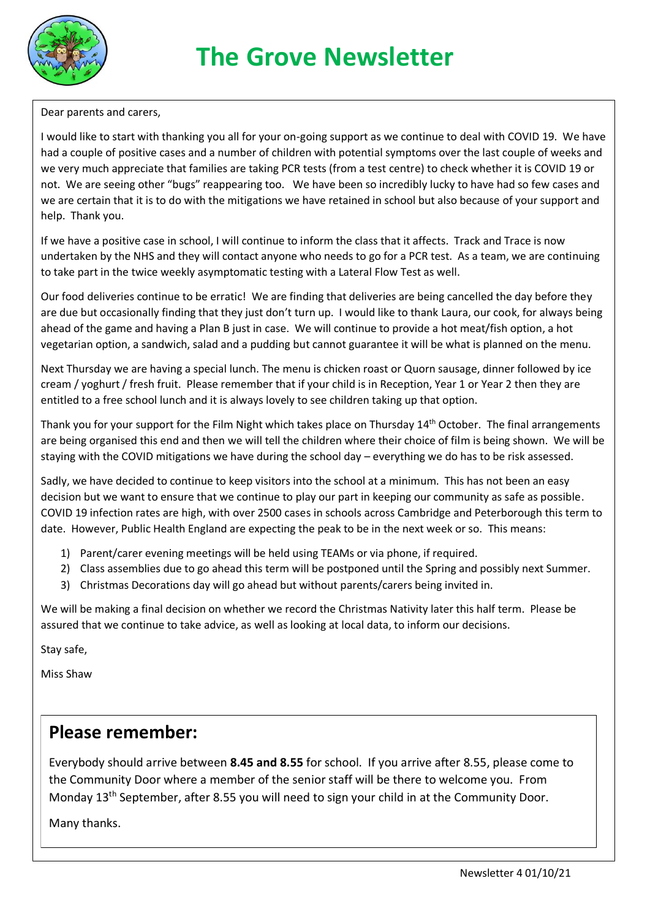# The Grove Newsletter

Dear parents and carers,

I would like to start with thanking you all for your on-going support as we continue to deal with COVID 19. We have had a couple of positive cases and a number of children with potential symptoms over the last couple of weeks and we very much appreciate that families are taking PCR tests (from a test centre) to check whether it is COVID 19 or not. We are seeing other "bugs" reappearing too. We have been so incredibly lucky to have had so few cases and we are certain that it is to do with the mitigations we have retained in school but also because of your support and help. Thank you.

If we have a positive case in school, I will continue to inform the class that it affects. Track and Trace is now undertaken by the NHS and they will contact anyone who needs to go for a PCR test. As a team, we are continuing to take part in the twice weekly asymptomatic testing with a Lateral Flow Test as well.

Our food deliveries continue to be erratic! We are finding that deliveries are being cancelled the day before they are due but occasionally finding that they just don't turn up. I would like to thank Laura, our cook, for always being ahead of the game and having a Plan B just in case. We will continue to provide a hot meat/fish option, a hot vegetarian option, a sandwich, salad and a pudding but cannot guarantee it will be what is planned on the menu.

Next Thursday we are having a special lunch. The menu is chicken roast or Quorn sausage, dinner followed by ice cream / yoghurt / fresh fruit. Please remember that if your child is in Reception, Year 1 or Year 2 then they are entitled to a free school lunch and it is always lovely to see children taking up that option.

Thank you for your support for the Film Night which takes place on Thursday 14th October. The final arrangements are being organised this end and then we will tell the children where their choice of film is being shown. We will be staying with the COVID mitigations we have during the school day – everything we do has to be risk assessed.

Sadly, we have decided to continue to keep visitors into the school at a minimum. This has not been an easy decision but we want to ensure that we continue to play our part in keeping our community as safe as possible. COVID 19 infection rates are high, with over 2500 cases in schools across Cambridge and Peterborough this term to date. However, Public Health England are expecting the peak to be in the next week or so. This means:

1) Parent/carer evening meetings will be held using TEAMs or via phone, if required.
2) Class assemblies due to go ahead this term will be postponed until the Spring and possibly next Summer.
3) Christmas Decorations day will go ahead but without parents/carers being invited in.

We will be making a final decision on whether we record the Christmas Nativity later this half term. Please be assured that we continue to take advice, as well as looking at local data, to inform our decisions.

Stay safe,

Miss Shaw

## Please remember:

Everybody should arrive between **8.45 and 8.55** for school. If you arrive after 8.55, please come to the Community Door where a member of the senior staff will be there to welcome you. From Monday 13th September, after 8.55 you will need to sign your child in at the Community Door.

Many thanks.

Newsletter 4 01/10/21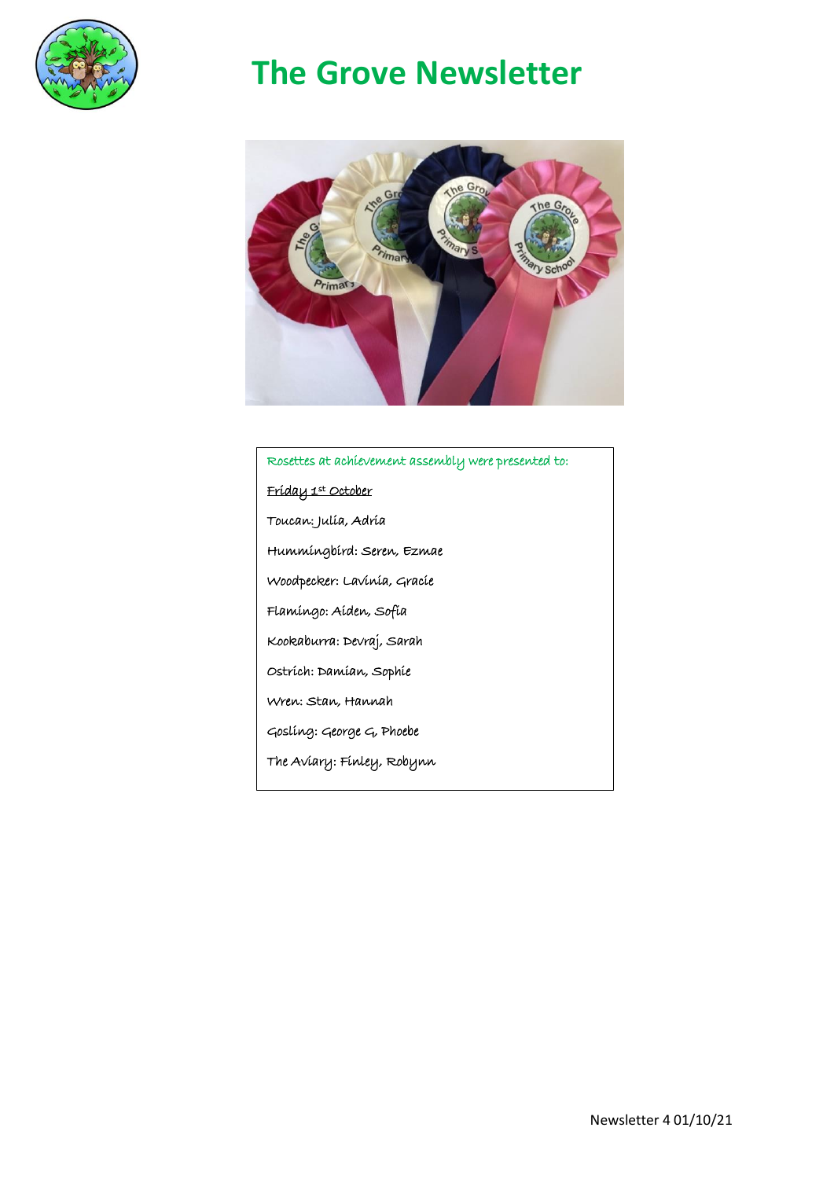# The Grove Newsletter

Rosettes at achievement assembly were presented to:

Friday 1st October

Toucan: Julia, Adria

Hummingbird: Seren, Ezmae

Woodpecker: Lavinia, Gracie

Flamingo: Aiden, Sofia

Kookaburra: Devraj, Sarah

Ostrich: Damian, Sophie

Wren: Stan, Hannah

Gosling: George G, Phoebe

The Aviary: Finley, Robynn